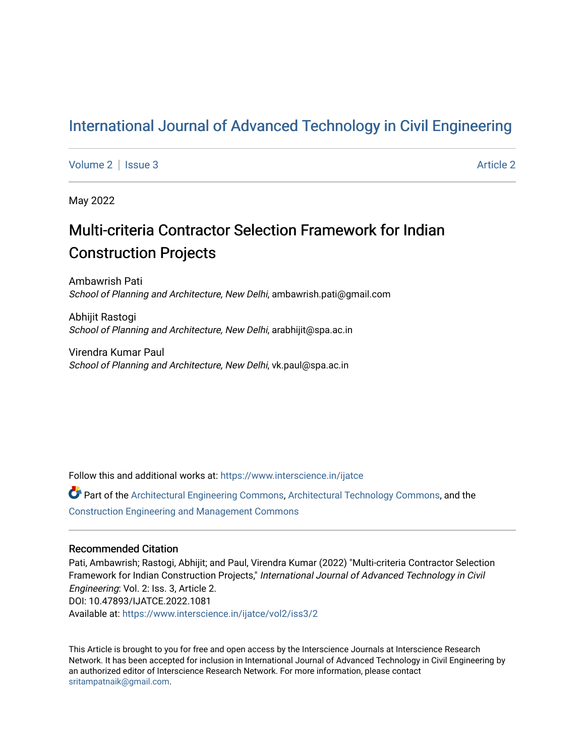# International Journal of Advanced Technology in Civil Engineering

Volume 2 | Issue 3 Article 2

May 2022

## Multi-criteria Contractor Selection Framework for Indian Construction Projects

Ambawrish Pati
*School of Planning and Architecture, New Delhi*, ambawrish.pati@gmail.com

Abhijit Rastogi
*School of Planning and Architecture, New Delhi*, arabhijit@spa.ac.in

Virendra Kumar Paul
*School of Planning and Architecture, New Delhi*, vk.paul@spa.ac.in

Follow this and additional works at: https://www.interscience.in/ijatce

Part of the Architectural Engineering Commons, Architectural Technology Commons, and the Construction Engineering and Management Commons

### Recommended Citation

Pati, Ambawrish; Rastogi, Abhijit; and Paul, Virendra Kumar (2022) "Multi-criteria Contractor Selection Framework for Indian Construction Projects," *International Journal of Advanced Technology in Civil Engineering*: Vol. 2: Iss. 3, Article 2.
DOI: 10.47893/IJATCE.2022.1081
Available at: https://www.interscience.in/ijatce/vol2/iss3/2

This Article is brought to you for free and open access by the Interscience Journals at Interscience Research Network. It has been accepted for inclusion in International Journal of Advanced Technology in Civil Engineering by an authorized editor of Interscience Research Network. For more information, please contact sritampatnaik@gmail.com.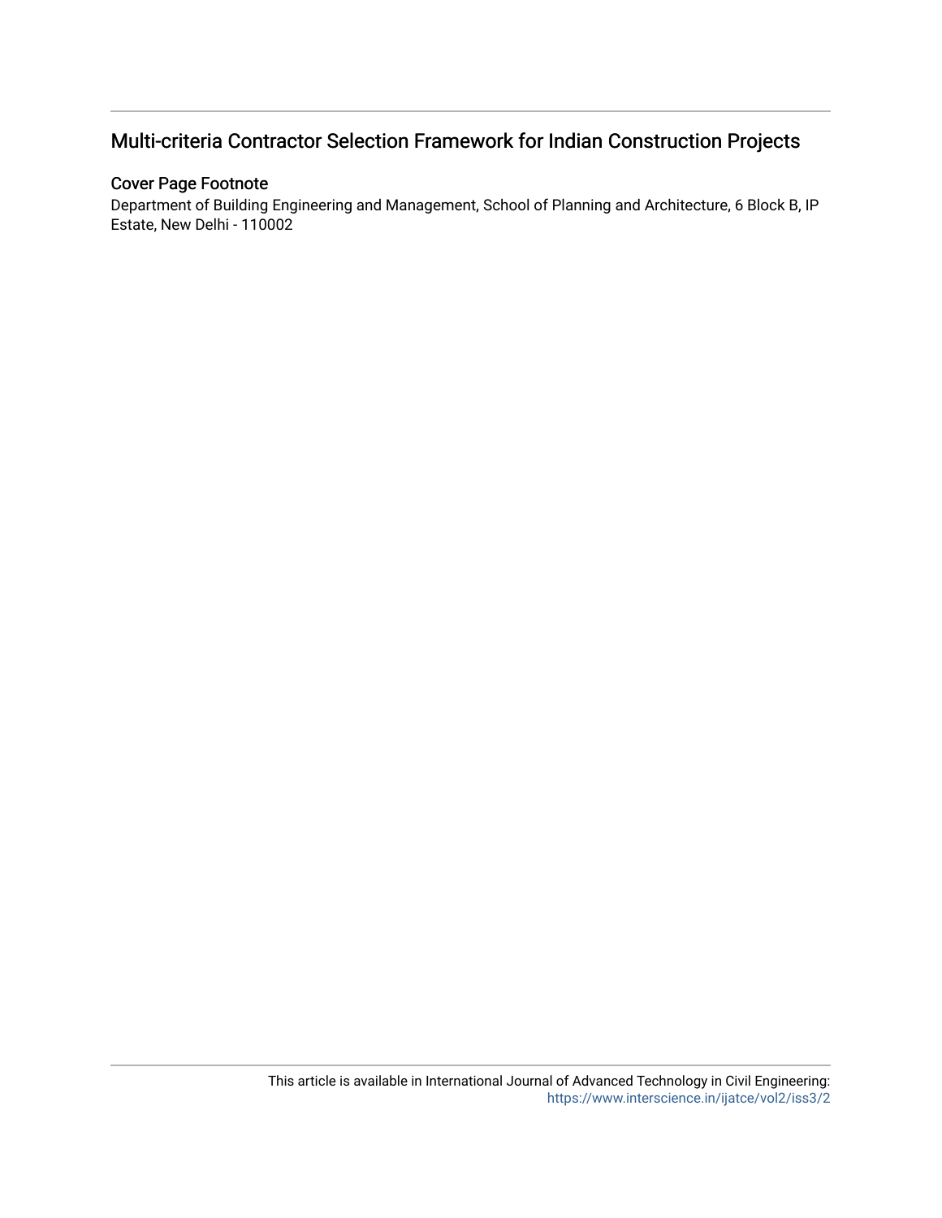# Multi-criteria Contractor Selection Framework for Indian Construction Projects

## Cover Page Footnote

Department of Building Engineering and Management, School of Planning and Architecture, 6 Block B, IP Estate, New Delhi - 110002

This article is available in International Journal of Advanced Technology in Civil Engineering: https://www.interscience.in/ijatce/vol2/iss3/2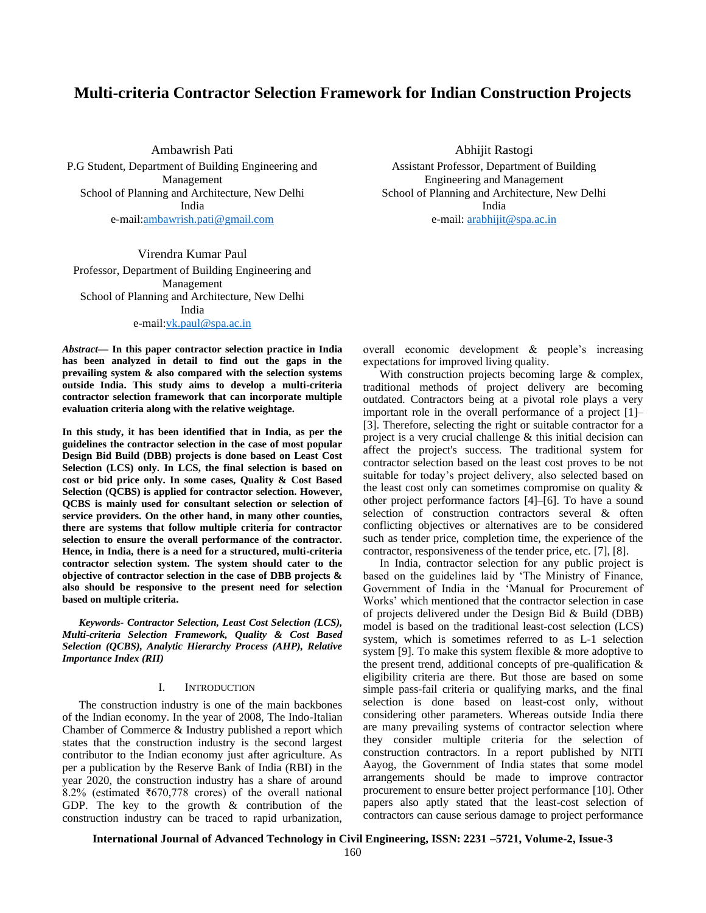# Multi-criteria Contractor Selection Framework for Indian Construction Projects

Ambawrish Pati
P.G Student, Department of Building Engineering and Management
School of Planning and Architecture, New Delhi
India
e-mail:ambawrish.pati@gmail.com

Abhijit Rastogi
Assistant Professor, Department of Building Engineering and Management
School of Planning and Architecture, New Delhi
India
e-mail: arabhijit@spa.ac.in

Virendra Kumar Paul
Professor, Department of Building Engineering and Management
School of Planning and Architecture, New Delhi
India
e-mail:vk.paul@spa.ac.in

***Abstract*— In this paper contractor selection practice in India has been analyzed in detail to find out the gaps in the prevailing system & also compared with the selection systems outside India. This study aims to develop a multi-criteria contractor selection framework that can incorporate multiple evaluation criteria along with the relative weightage.**

**In this study, it has been identified that in India, as per the guidelines the contractor selection in the case of most popular Design Bid Build (DBB) projects is done based on Least Cost Selection (LCS) only. In LCS, the final selection is based on cost or bid price only. In some cases, Quality & Cost Based Selection (QCBS) is applied for contractor selection. However, QCBS is mainly used for consultant selection or selection of service providers. On the other hand, in many other counties, there are systems that follow multiple criteria for contractor selection to ensure the overall performance of the contractor. Hence, in India, there is a need for a structured, multi-criteria contractor selection system. The system should cater to the objective of contractor selection in the case of DBB projects & also should be responsive to the present need for selection based on multiple criteria.**

***Keywords- Contractor Selection, Least Cost Selection (LCS), Multi-criteria Selection Framework, Quality & Cost Based Selection (QCBS), Analytic Hierarchy Process (AHP), Relative Importance Index (RII)***

## I. Introduction

The construction industry is one of the main backbones of the Indian economy. In the year of 2008, The Indo-Italian Chamber of Commerce & Industry published a report which states that the construction industry is the second largest contributor to the Indian economy just after agriculture. As per a publication by the Reserve Bank of India (RBI) in the year 2020, the construction industry has a share of around 8.2% (estimated ₹670,778 crores) of the overall national GDP. The key to the growth & contribution of the construction industry can be traced to rapid urbanization, overall economic development & people's increasing expectations for improved living quality.

With construction projects becoming large & complex, traditional methods of project delivery are becoming outdated. Contractors being at a pivotal role plays a very important role in the overall performance of a project [1]–[3]. Therefore, selecting the right or suitable contractor for a project is a very crucial challenge & this initial decision can affect the project's success. The traditional system for contractor selection based on the least cost proves to be not suitable for today's project delivery, also selected based on the least cost only can sometimes compromise on quality & other project performance factors [4]–[6]. To have a sound selection of construction contractors several & often conflicting objectives or alternatives are to be considered such as tender price, completion time, the experience of the contractor, responsiveness of the tender price, etc. [7], [8].

In India, contractor selection for any public project is based on the guidelines laid by 'The Ministry of Finance, Government of India in the 'Manual for Procurement of Works' which mentioned that the contractor selection in case of projects delivered under the Design Bid & Build (DBB) model is based on the traditional least-cost selection (LCS) system, which is sometimes referred to as L-1 selection system [9]. To make this system flexible & more adoptive to the present trend, additional concepts of pre-qualification & eligibility criteria are there. But those are based on some simple pass-fail criteria or qualifying marks, and the final selection is done based on least-cost only, without considering other parameters. Whereas outside India there are many prevailing systems of contractor selection where they consider multiple criteria for the selection of construction contractors. In a report published by NITI Aayog, the Government of India states that some model arrangements should be made to improve contractor procurement to ensure better project performance [10]. Other papers also aptly stated that the least-cost selection of contractors can cause serious damage to project performance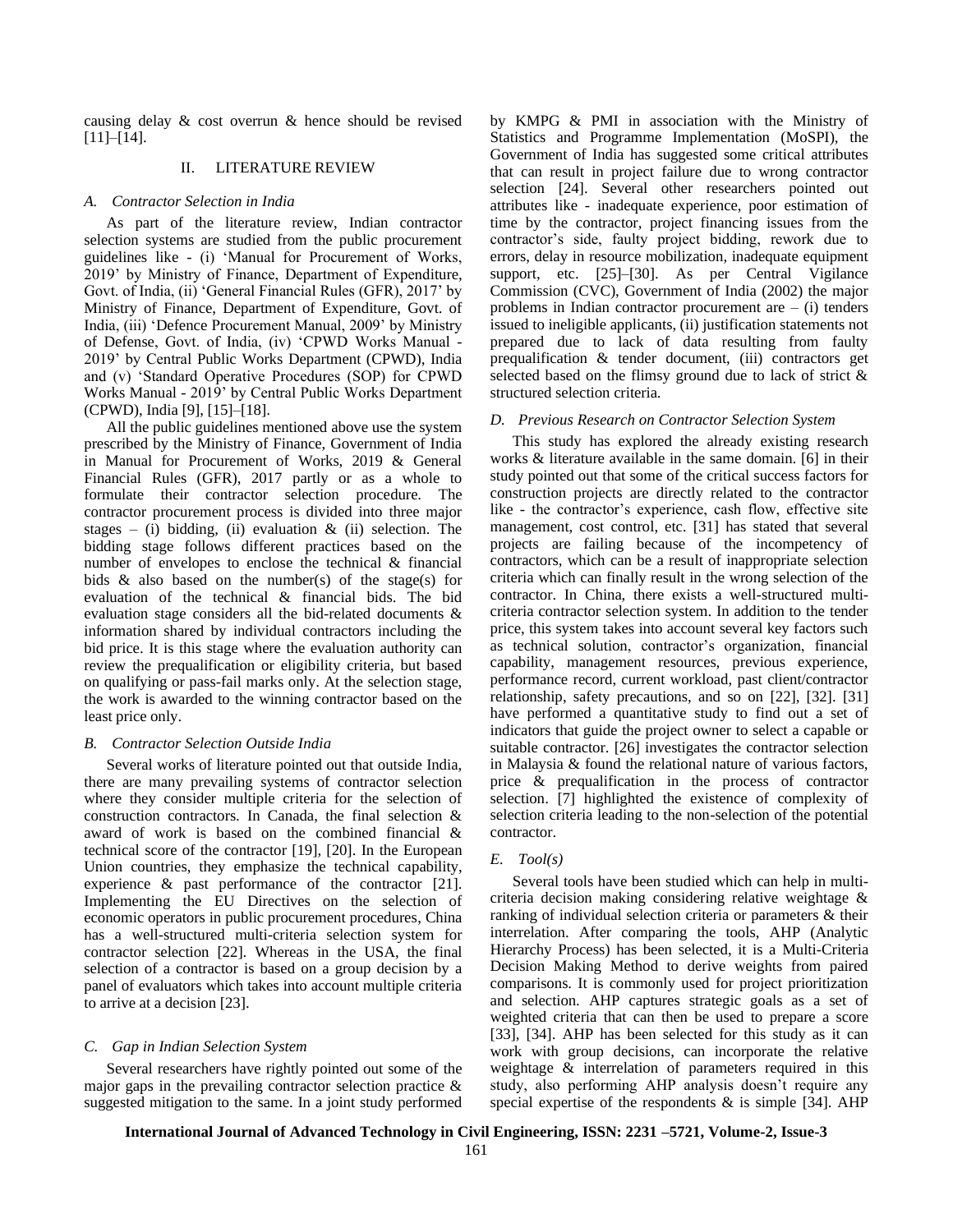causing delay & cost overrun & hence should be revised [11]–[14].

## II. LITERATURE REVIEW

### *A. Contractor Selection in India*

As part of the literature review, Indian contractor selection systems are studied from the public procurement guidelines like - (i) 'Manual for Procurement of Works, 2019' by Ministry of Finance, Department of Expenditure, Govt. of India, (ii) 'General Financial Rules (GFR), 2017' by Ministry of Finance, Department of Expenditure, Govt. of India, (iii) 'Defence Procurement Manual, 2009' by Ministry of Defense, Govt. of India, (iv) 'CPWD Works Manual - 2019' by Central Public Works Department (CPWD), India and (v) 'Standard Operative Procedures (SOP) for CPWD Works Manual - 2019' by Central Public Works Department (CPWD), India [9], [15]–[18].

All the public guidelines mentioned above use the system prescribed by the Ministry of Finance, Government of India in Manual for Procurement of Works, 2019 & General Financial Rules (GFR), 2017 partly or as a whole to formulate their contractor selection procedure. The contractor procurement process is divided into three major stages – (i) bidding, (ii) evaluation & (ii) selection. The bidding stage follows different practices based on the number of envelopes to enclose the technical & financial bids & also based on the number(s) of the stage(s) for evaluation of the technical & financial bids. The bid evaluation stage considers all the bid-related documents & information shared by individual contractors including the bid price. It is this stage where the evaluation authority can review the prequalification or eligibility criteria, but based on qualifying or pass-fail marks only. At the selection stage, the work is awarded to the winning contractor based on the least price only.

### *B. Contractor Selection Outside India*

Several works of literature pointed out that outside India, there are many prevailing systems of contractor selection where they consider multiple criteria for the selection of construction contractors. In Canada, the final selection & award of work is based on the combined financial & technical score of the contractor [19], [20]. In the European Union countries, they emphasize the technical capability, experience & past performance of the contractor [21]. Implementing the EU Directives on the selection of economic operators in public procurement procedures, China has a well-structured multi-criteria selection system for contractor selection [22]. Whereas in the USA, the final selection of a contractor is based on a group decision by a panel of evaluators which takes into account multiple criteria to arrive at a decision [23].

### *C. Gap in Indian Selection System*

Several researchers have rightly pointed out some of the major gaps in the prevailing contractor selection practice & suggested mitigation to the same. In a joint study performed by KMPG & PMI in association with the Ministry of Statistics and Programme Implementation (MoSPI), the Government of India has suggested some critical attributes that can result in project failure due to wrong contractor selection [24]. Several other researchers pointed out attributes like - inadequate experience, poor estimation of time by the contractor, project financing issues from the contractor's side, faulty project bidding, rework due to errors, delay in resource mobilization, inadequate equipment support, etc. [25]–[30]. As per Central Vigilance Commission (CVC), Government of India (2002) the major problems in Indian contractor procurement are – (i) tenders issued to ineligible applicants, (ii) justification statements not prepared due to lack of data resulting from faulty prequalification & tender document, (iii) contractors get selected based on the flimsy ground due to lack of strict & structured selection criteria.

### *D. Previous Research on Contractor Selection System*

This study has explored the already existing research works & literature available in the same domain. [6] in their study pointed out that some of the critical success factors for construction projects are directly related to the contractor like - the contractor's experience, cash flow, effective site management, cost control, etc. [31] has stated that several projects are failing because of the incompetency of contractors, which can be a result of inappropriate selection criteria which can finally result in the wrong selection of the contractor. In China, there exists a well-structured multi-criteria contractor selection system. In addition to the tender price, this system takes into account several key factors such as technical solution, contractor's organization, financial capability, management resources, previous experience, performance record, current workload, past client/contractor relationship, safety precautions, and so on [22], [32]. [31] have performed a quantitative study to find out a set of indicators that guide the project owner to select a capable or suitable contractor. [26] investigates the contractor selection in Malaysia & found the relational nature of various factors, price & prequalification in the process of contractor selection. [7] highlighted the existence of complexity of selection criteria leading to the non-selection of the potential contractor.

### *E. Tool(s)*

Several tools have been studied which can help in multi-criteria decision making considering relative weightage & ranking of individual selection criteria or parameters & their interrelation. After comparing the tools, AHP (Analytic Hierarchy Process) has been selected, it is a Multi-Criteria Decision Making Method to derive weights from paired comparisons. It is commonly used for project prioritization and selection. AHP captures strategic goals as a set of weighted criteria that can then be used to prepare a score [33], [34]. AHP has been selected for this study as it can work with group decisions, can incorporate the relative weightage & interrelation of parameters required in this study, also performing AHP analysis doesn't require any special expertise of the respondents & is simple [34]. AHP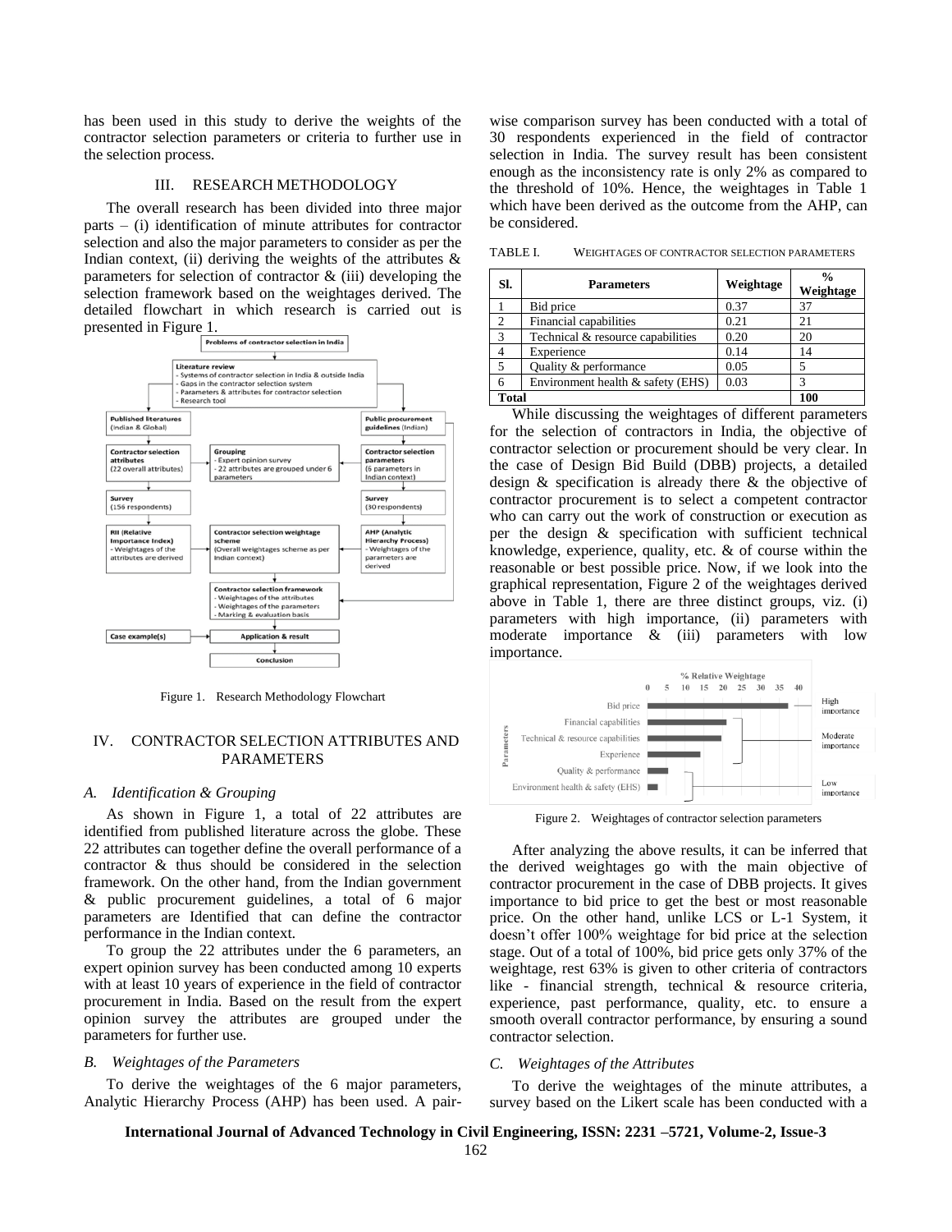has been used in this study to derive the weights of the contractor selection parameters or criteria to further use in the selection process.

## III. RESEARCH METHODOLOGY

The overall research has been divided into three major parts – (i) identification of minute attributes for contractor selection and also the major parameters to consider as per the Indian context, (ii) deriving the weights of the attributes & parameters for selection of contractor & (iii) developing the selection framework based on the weightages derived. The detailed flowchart in which research is carried out is presented in Figure 1.

Figure 1. Research Methodology Flowchart

## IV. CONTRACTOR SELECTION ATTRIBUTES AND PARAMETERS

### *A. Identification & Grouping*

As shown in Figure 1, a total of 22 attributes are identified from published literature across the globe. These 22 attributes can together define the overall performance of a contractor & thus should be considered in the selection framework. On the other hand, from the Indian government & public procurement guidelines, a total of 6 major parameters are Identified that can define the contractor performance in the Indian context.

To group the 22 attributes under the 6 parameters, an expert opinion survey has been conducted among 10 experts with at least 10 years of experience in the field of contractor procurement in India. Based on the result from the expert opinion survey the attributes are grouped under the parameters for further use.

### *B. Weightages of the Parameters*

To derive the weightages of the 6 major parameters, Analytic Hierarchy Process (AHP) has been used. A pair-wise comparison survey has been conducted with a total of 30 respondents experienced in the field of contractor selection in India. The survey result has been consistent enough as the inconsistency rate is only 2% as compared to the threshold of 10%. Hence, the weightages in Table 1 which have been derived as the outcome from the AHP, can be considered.

TABLE I. WEIGHTAGES OF CONTRACTOR SELECTION PARAMETERS

| Sl. | Parameters | Weightage | % Weightage |
|---|---|---|---|
| 1 | Bid price | 0.37 | 37 |
| 2 | Financial capabilities | 0.21 | 21 |
| 3 | Technical & resource capabilities | 0.20 | 20 |
| 4 | Experience | 0.14 | 14 |
| 5 | Quality & performance | 0.05 | 5 |
| 6 | Environment health & safety (EHS) | 0.03 | 3 |
| **Total** | | | **100** |

While discussing the weightages of different parameters for the selection of contractors in India, the objective of contractor selection or procurement should be very clear. In the case of Design Bid Build (DBB) projects, a detailed design & specification is already there & the objective of contractor procurement is to select a competent contractor who can carry out the work of construction or execution as per the design & specification with sufficient technical knowledge, experience, quality, etc. & of course within the reasonable or best possible price. Now, if we look into the graphical representation, Figure 2 of the weightages derived above in Table 1, there are three distinct groups, viz. (i) parameters with high importance, (ii) parameters with moderate importance & (iii) parameters with low importance.

Figure 2. Weightages of contractor selection parameters

After analyzing the above results, it can be inferred that the derived weightages go with the main objective of contractor procurement in the case of DBB projects. It gives importance to bid price to get the best or most reasonable price. On the other hand, unlike LCS or L-1 System, it doesn't offer 100% weightage for bid price at the selection stage. Out of a total of 100%, bid price gets only 37% of the weightage, rest 63% is given to other criteria of contractors like - financial strength, technical & resource criteria, experience, past performance, quality, etc. to ensure a smooth overall contractor performance, by ensuring a sound contractor selection.

### *C. Weightages of the Attributes*

To derive the weightages of the minute attributes, a survey based on the Likert scale has been conducted with a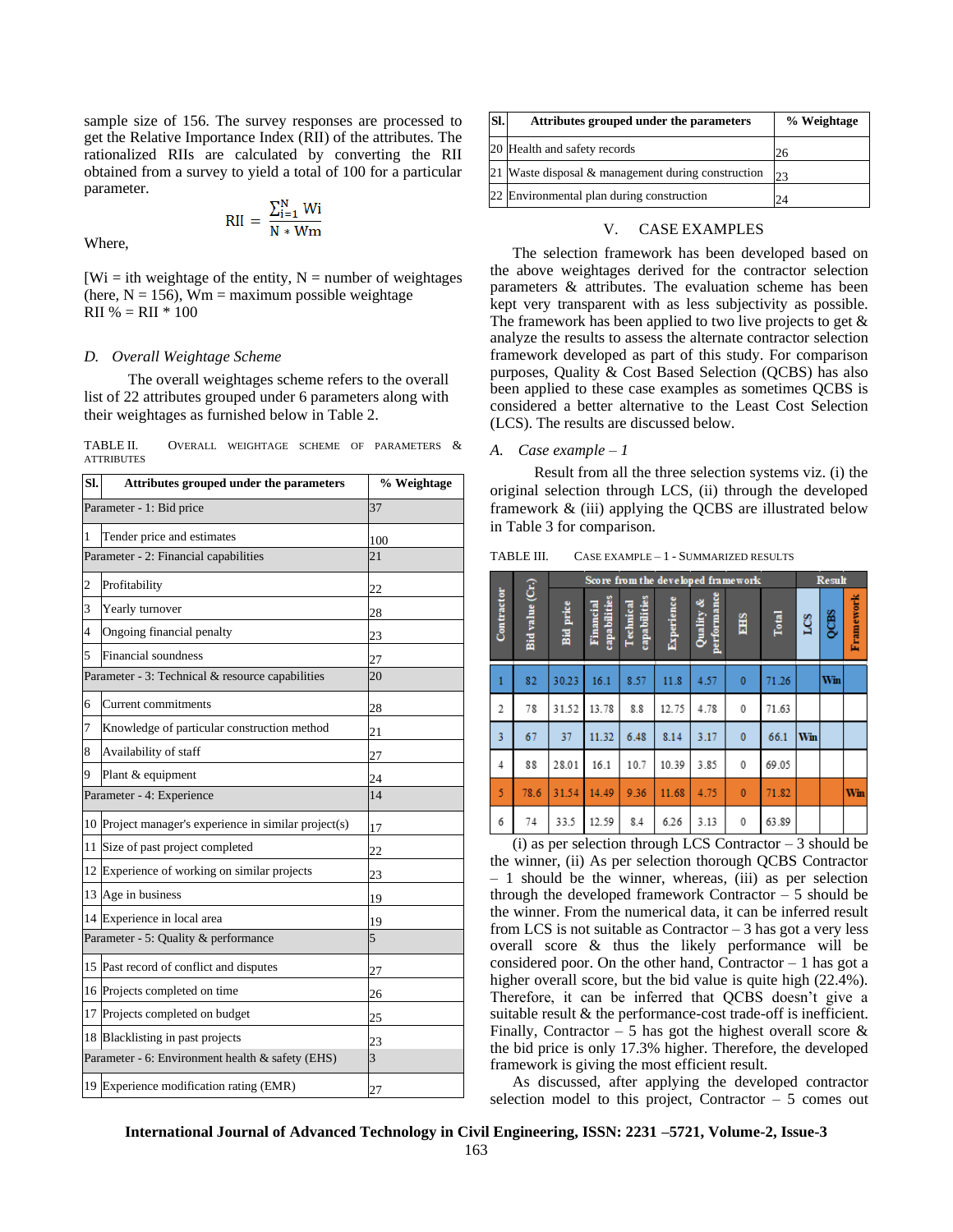sample size of 156. The survey responses are processed to get the Relative Importance Index (RII) of the attributes. The rationalized RIIs are calculated by converting the RII obtained from a survey to yield a total of 100 for a particular parameter.

$$\text{RII} = \frac{\sum_{i=1}^{N} \text{Wi}}{\text{N} * \text{Wm}}$$

Where,

[Wi = ith weightage of the entity, N = number of weightages (here, N = 156), Wm = maximum possible weightage
RII % = RII * 100

### *D. Overall Weightage Scheme*

The overall weightages scheme refers to the overall list of 22 attributes grouped under 6 parameters along with their weightages as furnished below in Table 2.

TABLE II. OVERALL WEIGHTAGE SCHEME OF PARAMETERS & ATTRIBUTES

| Sl. | Attributes grouped under the parameters | % Weightage |
|---|---|---|
| Parameter - 1: Bid price | | 37 |
| 1 | Tender price and estimates | 100 |
| Parameter - 2: Financial capabilities | | 21 |
| 2 | Profitability | 22 |
| 3 | Yearly turnover | 28 |
| 4 | Ongoing financial penalty | 23 |
| 5 | Financial soundness | 27 |
| Parameter - 3: Technical & resource capabilities | | 20 |
| 6 | Current commitments | 28 |
| 7 | Knowledge of particular construction method | 21 |
| 8 | Availability of staff | 27 |
| 9 | Plant & equipment | 24 |
| Parameter - 4: Experience | | 14 |
| 10 | Project manager's experience in similar project(s) | 17 |
| 11 | Size of past project completed | 22 |
| 12 | Experience of working on similar projects | 23 |
| 13 | Age in business | 19 |
| 14 | Experience in local area | 19 |
| Parameter - 5: Quality & performance | | 5 |
| 15 | Past record of conflict and disputes | 27 |
| 16 | Projects completed on time | 26 |
| 17 | Projects completed on budget | 25 |
| 18 | Blacklisting in past projects | 23 |
| Parameter - 6: Environment health & safety (EHS) | | 3 |
| 19 | Experience modification rating (EMR) | 27 |
| 20 | Health and safety records | 26 |
| 21 | Waste disposal & management during construction | 23 |
| 22 | Environmental plan during construction | 24 |

## V. CASE EXAMPLES

The selection framework has been developed based on the above weightages derived for the contractor selection parameters & attributes. The evaluation scheme has been kept very transparent with as less subjectivity as possible. The framework has been applied to two live projects to get & analyze the results to assess the alternate contractor selection framework developed as part of this study. For comparison purposes, Quality & Cost Based Selection (QCBS) has also been applied to these case examples as sometimes QCBS is considered a better alternative to the Least Cost Selection (LCS). The results are discussed below.

### *A. Case example – 1*

Result from all the three selection systems viz. (i) the original selection through LCS, (ii) through the developed framework & (iii) applying the QCBS are illustrated below in Table 3 for comparison.

TABLE III. CASE EXAMPLE – 1 - SUMMARIZED RESULTS

| Contractor | Bid value (Cr.) | Score from the developed framework | | | | | | | Result | | |
|---|---|---|---|---|---|---|---|---|---|---|---|
| | | Bid price | Financial capabilities | Technical capabilities | Experience | Quality & performance | EHS | Total | LCS | QCBS | Framework |
| 1 | 82 | 30.23 | 16.1 | 8.57 | 11.8 | 4.57 | 0 | 71.26 | | Win | |
| 2 | 78 | 31.52 | 13.78 | 8.8 | 12.75 | 4.78 | 0 | 71.63 | | | |
| 3 | 67 | 37 | 11.32 | 6.48 | 8.14 | 3.17 | 0 | 66.1 | Win | | |
| 4 | 88 | 28.01 | 16.1 | 10.7 | 10.39 | 3.85 | 0 | 69.05 | | | |
| 5 | 78.6 | 31.54 | 14.49 | 9.36 | 11.68 | 4.75 | 0 | 71.82 | | | Win |
| 6 | 74 | 33.5 | 12.59 | 8.4 | 6.26 | 3.13 | 0 | 63.89 | | | |

(i) as per selection through LCS Contractor – 3 should be the winner, (ii) As per selection thorough QCBS Contractor – 1 should be the winner, whereas, (iii) as per selection through the developed framework Contractor – 5 should be the winner. From the numerical data, it can be inferred result from LCS is not suitable as Contractor – 3 has got a very less overall score & thus the likely performance will be considered poor. On the other hand, Contractor – 1 has got a higher overall score, but the bid value is quite high (22.4%). Therefore, it can be inferred that QCBS doesn't give a suitable result & the performance-cost trade-off is inefficient. Finally, Contractor – 5 has got the highest overall score & the bid price is only 17.3% higher. Therefore, the developed framework is giving the most efficient result.

As discussed, after applying the developed contractor selection model to this project, Contractor – 5 comes out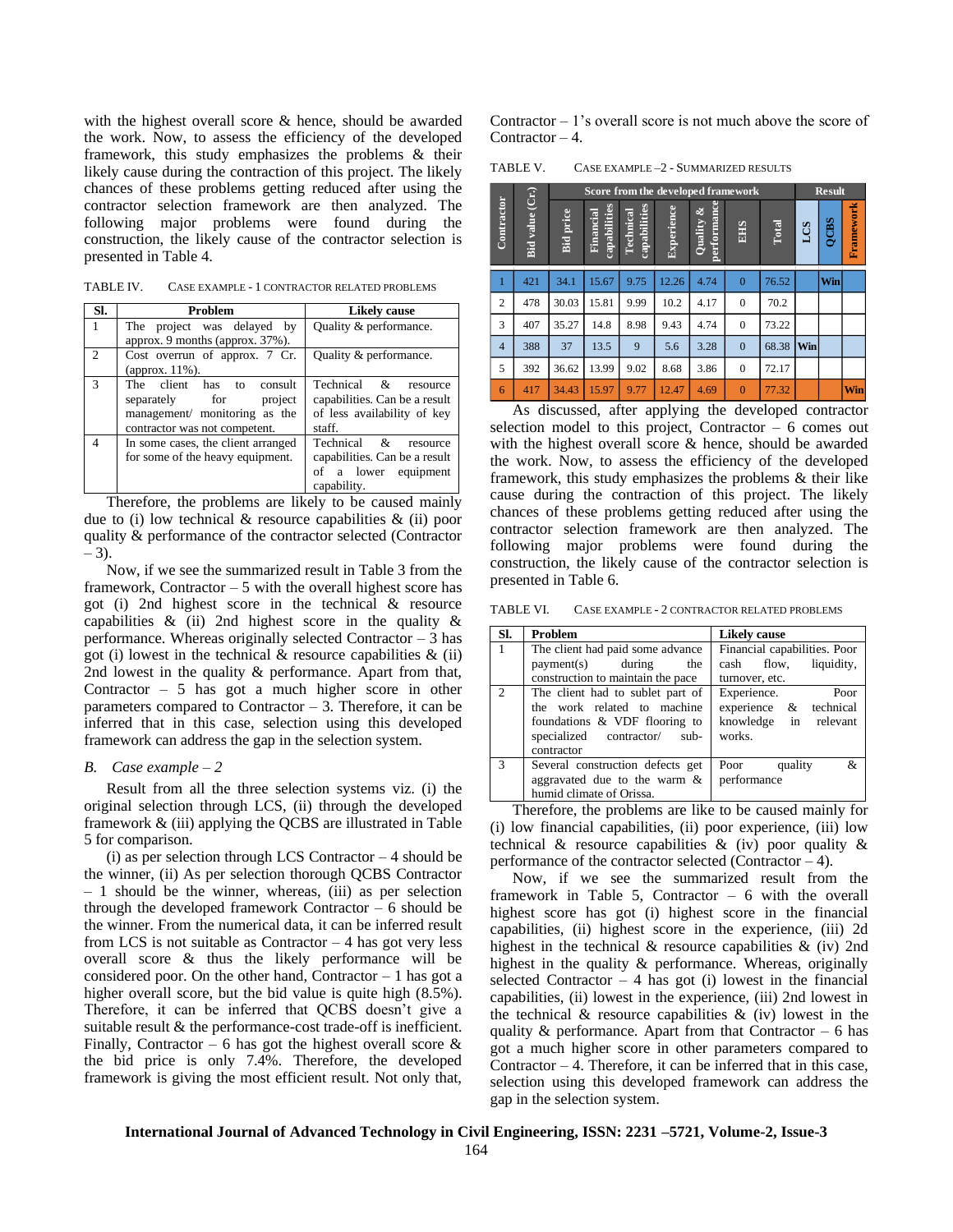with the highest overall score & hence, should be awarded the work. Now, to assess the efficiency of the developed framework, this study emphasizes the problems & their likely cause during the contraction of this project. The likely chances of these problems getting reduced after using the contractor selection framework are then analyzed. The following major problems were found during the construction, the likely cause of the contractor selection is presented in Table 4.

TABLE IV. CASE EXAMPLE - 1 CONTRACTOR RELATED PROBLEMS

| Sl. | Problem | Likely cause |
|---|---|---|
| 1 | The project was delayed by approx. 9 months (approx. 37%). | Quality & performance. |
| 2 | Cost overrun of approx. 7 Cr. (approx. 11%). | Quality & performance. |
| 3 | The client has to consult separately for project management/ monitoring as the contractor was not competent. | Technical & resource capabilities. Can be a result of less availability of key staff. |
| 4 | In some cases, the client arranged for some of the heavy equipment. | Technical & resource capabilities. Can be a result of a lower equipment capability. |

Therefore, the problems are likely to be caused mainly due to (i) low technical & resource capabilities & (ii) poor quality & performance of the contractor selected (Contractor – 3).

Now, if we see the summarized result in Table 3 from the framework, Contractor – 5 with the overall highest score has got (i) 2nd highest score in the technical & resource capabilities & (ii) 2nd highest score in the quality & performance. Whereas originally selected Contractor – 3 has got (i) lowest in the technical & resource capabilities & (ii) 2nd lowest in the quality & performance. Apart from that, Contractor – 5 has got a much higher score in other parameters compared to Contractor – 3. Therefore, it can be inferred that in this case, selection using this developed framework can address the gap in the selection system.

### *B. Case example – 2*

Result from all the three selection systems viz. (i) the original selection through LCS, (ii) through the developed framework & (iii) applying the QCBS are illustrated in Table 5 for comparison.

(i) as per selection through LCS Contractor – 4 should be the winner, (ii) As per selection thorough QCBS Contractor – 1 should be the winner, whereas, (iii) as per selection through the developed framework Contractor – 6 should be the winner. From the numerical data, it can be inferred result from LCS is not suitable as Contractor – 4 has got very less overall score & thus the likely performance will be considered poor. On the other hand, Contractor – 1 has got a higher overall score, but the bid value is quite high (8.5%). Therefore, it can be inferred that QCBS doesn't give a suitable result & the performance-cost trade-off is inefficient. Finally, Contractor – 6 has got the highest overall score & the bid price is only 7.4%. Therefore, the developed framework is giving the most efficient result. Not only that, Contractor – 1's overall score is not much above the score of Contractor – 4.

TABLE V. CASE EXAMPLE –2 - SUMMARIZED RESULTS

| Contractor | Bid value (Cr.) | Score from the developed framework | | | | | | | Result | | |
|---|---|---|---|---|---|---|---|---|---|---|---|
| | | Bid price | Financial capabilities | Technical capabilities | Experience | Quality & performance | EHS | Total | LCS | QCBS | Framework |
| 1 | 421 | 34.1 | 15.67 | 9.75 | 12.26 | 4.74 | 0 | 76.52 | | Win | |
| 2 | 478 | 30.03 | 15.81 | 9.99 | 10.2 | 4.17 | 0 | 70.2 | | | |
| 3 | 407 | 35.27 | 14.8 | 8.98 | 9.43 | 4.74 | 0 | 73.22 | | | |
| 4 | 388 | 37 | 13.5 | 9 | 5.6 | 3.28 | 0 | 68.38 | Win | | |
| 5 | 392 | 36.62 | 13.99 | 9.02 | 8.68 | 3.86 | 0 | 72.17 | | | |
| 6 | 417 | 34.43 | 15.97 | 9.77 | 12.47 | 4.69 | 0 | 77.32 | | | Win |

As discussed, after applying the developed contractor selection model to this project, Contractor – 6 comes out with the highest overall score & hence, should be awarded the work. Now, to assess the efficiency of the developed framework, this study emphasizes the problems & their like cause during the contraction of this project. The likely chances of these problems getting reduced after using the contractor selection framework are then analyzed. The following major problems were found during the construction, the likely cause of the contractor selection is presented in Table 6.

TABLE VI. CASE EXAMPLE - 2 CONTRACTOR RELATED PROBLEMS

| Sl. | Problem | Likely cause |
|---|---|---|
| 1 | The client had paid some advance payment(s) during the construction to maintain the pace | Financial capabilities. Poor cash flow, liquidity, turnover, etc. |
| 2 | The client had to sublet part of the work related to machine foundations & VDF flooring to specialized contractor/ sub-contractor | Experience. Poor experience & technical knowledge in relevant works. |
| 3 | Several construction defects get aggravated due to the warm & humid climate of Orissa. | Poor quality & performance |

Therefore, the problems are like to be caused mainly for (i) low financial capabilities, (ii) poor experience, (iii) low technical & resource capabilities & (iv) poor quality & performance of the contractor selected (Contractor – 4).

Now, if we see the summarized result from the framework in Table 5, Contractor – 6 with the overall highest score has got (i) highest score in the financial capabilities, (ii) highest score in the experience, (iii) 2d highest in the technical & resource capabilities & (iv) 2nd highest in the quality & performance. Whereas, originally selected Contractor – 4 has got (i) lowest in the financial capabilities, (ii) lowest in the experience, (iii) 2nd lowest in the technical & resource capabilities & (iv) lowest in the quality & performance. Apart from that Contractor – 6 has got a much higher score in other parameters compared to Contractor – 4. Therefore, it can be inferred that in this case, selection using this developed framework can address the gap in the selection system.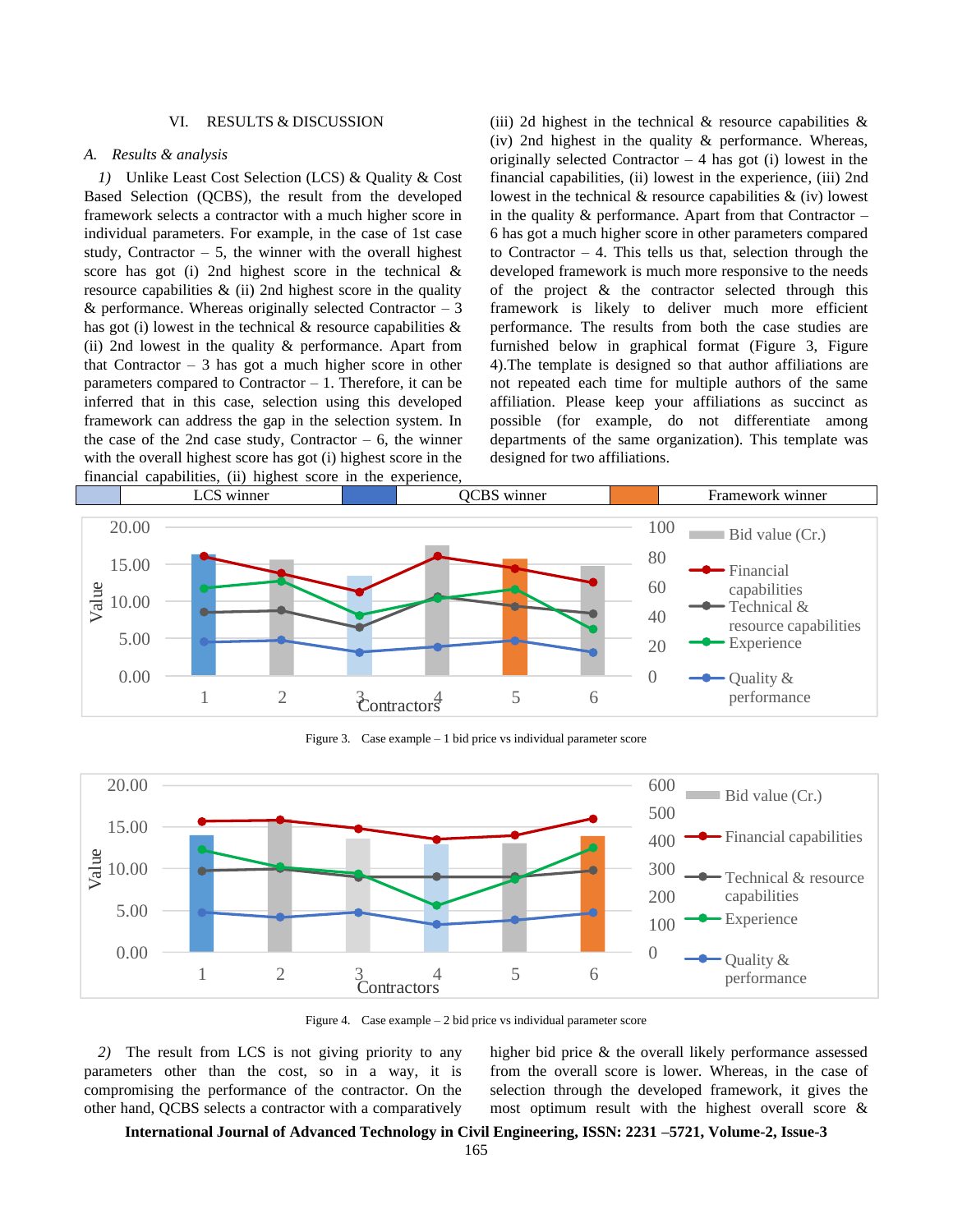## VI. RESULTS & DISCUSSION

### A. *Results & analysis*

*1)* Unlike Least Cost Selection (LCS) & Quality & Cost Based Selection (QCBS), the result from the developed framework selects a contractor with a much higher score in individual parameters. For example, in the case of 1st case study, Contractor – 5, the winner with the overall highest score has got (i) 2nd highest score in the technical & resource capabilities & (ii) 2nd highest score in the quality & performance. Whereas originally selected Contractor – 3 has got (i) lowest in the technical & resource capabilities & (ii) 2nd lowest in the quality & performance. Apart from that Contractor – 3 has got a much higher score in other parameters compared to Contractor – 1. Therefore, it can be inferred that in this case, selection using this developed framework can address the gap in the selection system. In the case of the 2nd case study, Contractor – 6, the winner with the overall highest score has got (i) highest score in the financial capabilities, (ii) highest score in the experience, (iii) 2d highest in the technical & resource capabilities & (iv) 2nd highest in the quality & performance. Whereas, originally selected Contractor – 4 has got (i) lowest in the financial capabilities, (ii) lowest in the experience, (iii) 2nd lowest in the technical & resource capabilities & (iv) lowest in the quality & performance. Apart from that Contractor – 6 has got a much higher score in other parameters compared to Contractor – 4. This tells us that, selection through the developed framework is much more responsive to the needs of the project & the contractor selected through this framework is likely to deliver much more efficient performance. The results from both the case studies are furnished below in graphical format (Figure 3, Figure 4).The template is designed so that author affiliations are not repeated each time for multiple authors of the same affiliation. Please keep your affiliations as succinct as possible (for example, do not differentiate among departments of the same organization). This template was designed for two affiliations.

| | LCS winner | | QCBS winner | | Framework winner |
|---|---|---|---|---|---|

Figure 3. Case example – 1 bid price vs individual parameter score

Figure 4. Case example – 2 bid price vs individual parameter score

*2)* The result from LCS is not giving priority to any parameters other than the cost, so in a way, it is compromising the performance of the contractor. On the other hand, QCBS selects a contractor with a comparatively higher bid price & the overall likely performance assessed from the overall score is lower. Whereas, in the case of selection through the developed framework, it gives the most optimum result with the highest overall score &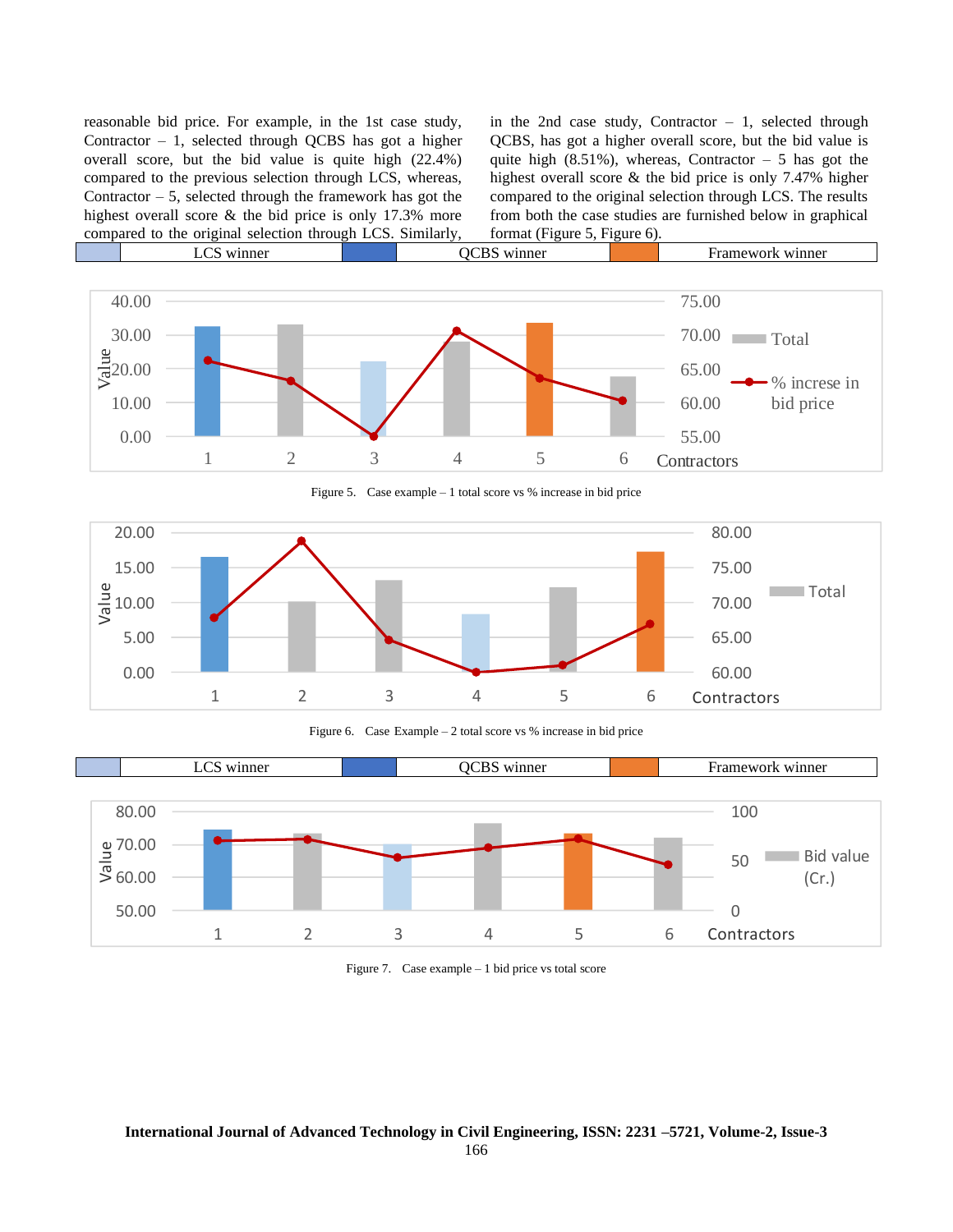reasonable bid price. For example, in the 1st case study, Contractor – 1, selected through QCBS has got a higher overall score, but the bid value is quite high (22.4%) compared to the previous selection through LCS, whereas, Contractor – 5, selected through the framework has got the highest overall score & the bid price is only 17.3% more compared to the original selection through LCS. Similarly, in the 2nd case study, Contractor – 1, selected through QCBS, has got a higher overall score, but the bid value is quite high (8.51%), whereas, Contractor – 5 has got the highest overall score & the bid price is only 7.47% higher compared to the original selection through LCS. The results from both the case studies are furnished below in graphical format (Figure 5, Figure 6).

| | LCS winner | | QCBS winner | | Framework winner |
|---|---|---|---|---|---|

Figure 5. Case example – 1 total score vs % increase in bid price

Figure 6. Case Example – 2 total score vs % increase in bid price

| | LCS winner | | QCBS winner | | Framework winner |
|---|---|---|---|---|---|

Figure 7. Case example – 1 bid price vs total score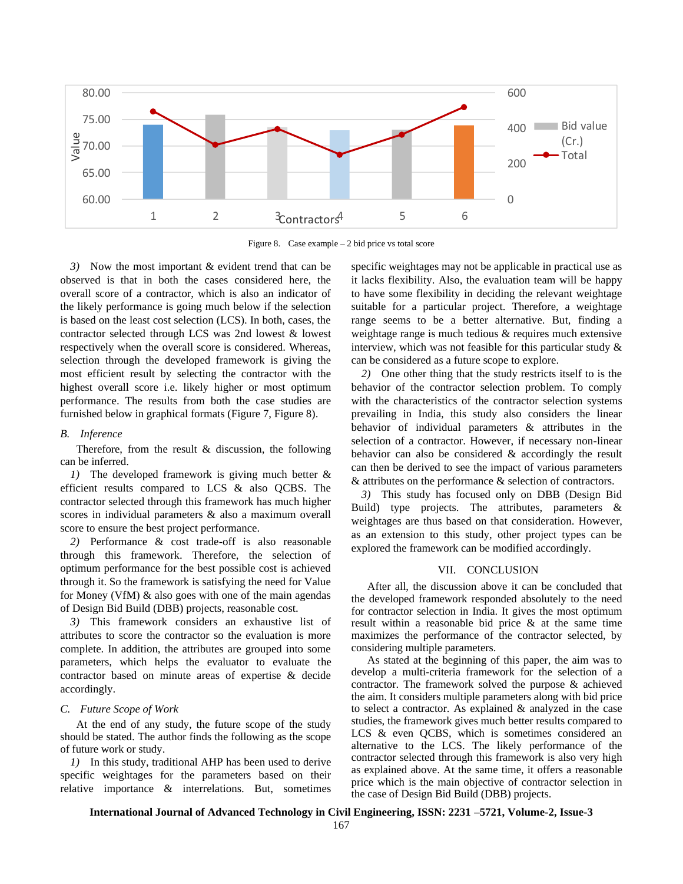Figure 8. Case example – 2 bid price vs total score

3) Now the most important & evident trend that can be observed is that in both the cases considered here, the overall score of a contractor, which is also an indicator of the likely performance is going much below if the selection is based on the least cost selection (LCS). In both, cases, the contractor selected through LCS was 2nd lowest & lowest respectively when the overall score is considered. Whereas, selection through the developed framework is giving the most efficient result by selecting the contractor with the highest overall score i.e. likely higher or most optimum performance. The results from both the case studies are furnished below in graphical formats (Figure 7, Figure 8).

### B. *Inference*

Therefore, from the result & discussion, the following can be inferred.

1) The developed framework is giving much better & efficient results compared to LCS & also QCBS. The contractor selected through this framework has much higher scores in individual parameters & also a maximum overall score to ensure the best project performance.

2) Performance & cost trade-off is also reasonable through this framework. Therefore, the selection of optimum performance for the best possible cost is achieved through it. So the framework is satisfying the need for Value for Money (VfM) & also goes with one of the main agendas of Design Bid Build (DBB) projects, reasonable cost.

3) This framework considers an exhaustive list of attributes to score the contractor so the evaluation is more complete. In addition, the attributes are grouped into some parameters, which helps the evaluator to evaluate the contractor based on minute areas of expertise & decide accordingly.

### C. *Future Scope of Work*

At the end of any study, the future scope of the study should be stated. The author finds the following as the scope of future work or study.

1) In this study, traditional AHP has been used to derive specific weightages for the parameters based on their relative importance & interrelations. But, sometimes specific weightages may not be applicable in practical use as it lacks flexibility. Also, the evaluation team will be happy to have some flexibility in deciding the relevant weightage suitable for a particular project. Therefore, a weightage range seems to be a better alternative. But, finding a weightage range is much tedious & requires much extensive interview, which was not feasible for this particular study & can be considered as a future scope to explore.

2) One other thing that the study restricts itself to is the behavior of the contractor selection problem. To comply with the characteristics of the contractor selection systems prevailing in India, this study also considers the linear behavior of individual parameters & attributes in the selection of a contractor. However, if necessary non-linear behavior can also be considered & accordingly the result can then be derived to see the impact of various parameters & attributes on the performance & selection of contractors.

3) This study has focused only on DBB (Design Bid Build) type projects. The attributes, parameters & weightages are thus based on that consideration. However, as an extension to this study, other project types can be explored the framework can be modified accordingly.

## VII. CONCLUSION

After all, the discussion above it can be concluded that the developed framework responded absolutely to the need for contractor selection in India. It gives the most optimum result within a reasonable bid price & at the same time maximizes the performance of the contractor selected, by considering multiple parameters.

As stated at the beginning of this paper, the aim was to develop a multi-criteria framework for the selection of a contractor. The framework solved the purpose & achieved the aim. It considers multiple parameters along with bid price to select a contractor. As explained & analyzed in the case studies, the framework gives much better results compared to LCS & even QCBS, which is sometimes considered an alternative to the LCS. The likely performance of the contractor selected through this framework is also very high as explained above. At the same time, it offers a reasonable price which is the main objective of contractor selection in the case of Design Bid Build (DBB) projects.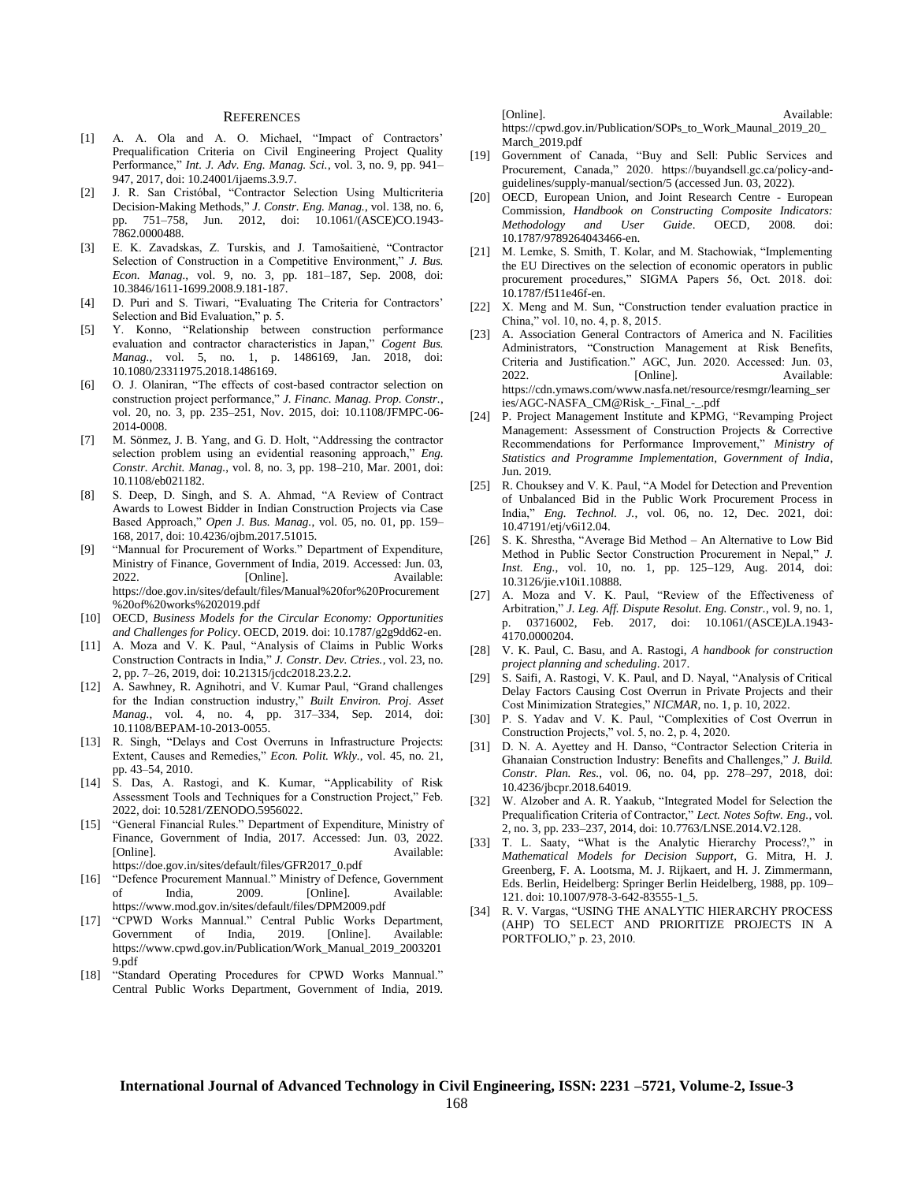## REFERENCES

[1] A. A. Ola and A. O. Michael, "Impact of Contractors' Prequalification Criteria on Civil Engineering Project Quality Performance," *Int. J. Adv. Eng. Manag. Sci.*, vol. 3, no. 9, pp. 941–947, 2017, doi: 10.24001/ijaems.3.9.7.

[2] J. R. San Cristóbal, "Contractor Selection Using Multicriteria Decision-Making Methods," *J. Constr. Eng. Manag.*, vol. 138, no. 6, pp. 751–758, Jun. 2012, doi: 10.1061/(ASCE)CO.1943-7862.0000488.

[3] E. K. Zavadskas, Z. Turskis, and J. Tamošaitienė, "Contractor Selection of Construction in a Competitive Environment," *J. Bus. Econ. Manag.*, vol. 9, no. 3, pp. 181–187, Sep. 2008, doi: 10.3846/1611-1699.2008.9.181-187.

[4] D. Puri and S. Tiwari, "Evaluating The Criteria for Contractors' Selection and Bid Evaluation," p. 5.

[5] Y. Konno, "Relationship between construction performance evaluation and contractor characteristics in Japan," *Cogent Bus. Manag.*, vol. 5, no. 1, p. 1486169, Jan. 2018, doi: 10.1080/23311975.2018.1486169.

[6] O. J. Olaniran, "The effects of cost-based contractor selection on construction project performance," *J. Financ. Manag. Prop. Constr.*, vol. 20, no. 3, pp. 235–251, Nov. 2015, doi: 10.1108/JFMPC-06-2014-0008.

[7] M. Sönmez, J. B. Yang, and G. D. Holt, "Addressing the contractor selection problem using an evidential reasoning approach," *Eng. Constr. Archit. Manag.*, vol. 8, no. 3, pp. 198–210, Mar. 2001, doi: 10.1108/eb021182.

[8] S. Deep, D. Singh, and S. A. Ahmad, "A Review of Contract Awards to Lowest Bidder in Indian Construction Projects via Case Based Approach," *Open J. Bus. Manag.*, vol. 05, no. 01, pp. 159–168, 2017, doi: 10.4236/ojbm.2017.51015.

[9] "Mannual for Procurement of Works." Department of Expenditure, Ministry of Finance, Government of India, 2019. Accessed: Jun. 03, 2022. [Online]. Available: https://doe.gov.in/sites/default/files/Manual%20for%20Procurement%20of%20works%202019.pdf

[10] OECD, *Business Models for the Circular Economy: Opportunities and Challenges for Policy*. OECD, 2019. doi: 10.1787/g2g9dd62-en.

[11] A. Moza and V. K. Paul, "Analysis of Claims in Public Works Construction Contracts in India," *J. Constr. Dev. Ctries.*, vol. 23, no. 2, pp. 7–26, 2019, doi: 10.21315/jcdc2018.23.2.2.

[12] A. Sawhney, R. Agnihotri, and V. Kumar Paul, "Grand challenges for the Indian construction industry," *Built Environ. Proj. Asset Manag.*, vol. 4, no. 4, pp. 317–334, Sep. 2014, doi: 10.1108/BEPAM-10-2013-0055.

[13] R. Singh, "Delays and Cost Overruns in Infrastructure Projects: Extent, Causes and Remedies," *Econ. Polit. Wkly.*, vol. 45, no. 21, pp. 43–54, 2010.

[14] S. Das, A. Rastogi, and K. Kumar, "Applicability of Risk Assessment Tools and Techniques for a Construction Project," Feb. 2022, doi: 10.5281/ZENODO.5956022.

[15] "General Financial Rules." Department of Expenditure, Ministry of Finance, Government of India, 2017. Accessed: Jun. 03, 2022. [Online]. Available: https://doe.gov.in/sites/default/files/GFR2017_0.pdf

[16] "Defence Procurement Mannual." Ministry of Defence, Government of India, 2009. [Online]. Available: https://www.mod.gov.in/sites/default/files/DPM2009.pdf

[17] "CPWD Works Mannual." Central Public Works Department, Government of India, 2019. [Online]. Available: https://www.cpwd.gov.in/Publication/Work_Manual_2019_20032019.pdf

[18] "Standard Operating Procedures for CPWD Works Mannual." Central Public Works Department, Government of India, 2019. [Online]. Available: https://cpwd.gov.in/Publication/SOPs_to_Work_Maunal_2019_20_March_2019.pdf

[19] Government of Canada, "Buy and Sell: Public Services and Procurement, Canada," 2020. https://buyandsell.gc.ca/policy-and-guidelines/supply-manual/section/5 (accessed Jun. 03, 2022).

[20] OECD, European Union, and Joint Research Centre - European Commission, *Handbook on Constructing Composite Indicators: Methodology and User Guide*. OECD, 2008. doi: 10.1787/9789264043466-en.

[21] M. Lemke, S. Smith, T. Kolar, and M. Stachowiak, "Implementing the EU Directives on the selection of economic operators in public procurement procedures," SIGMA Papers 56, Oct. 2018. doi: 10.1787/f511e46f-en.

[22] X. Meng and M. Sun, "Construction tender evaluation practice in China," vol. 10, no. 4, p. 8, 2015.

[23] A. Association General Contractors of America and N. Facilities Administrators, "Construction Management at Risk Benefits, Criteria and Justification." AGC, Jun. 2020. Accessed: Jun. 03, 2022. [Online]. Available: https://cdn.ymaws.com/www.nasfa.net/resource/resmgr/learning_series/AGC-NASFA_CM@Risk_-_Final_-_.pdf

[24] P. Project Management Institute and KPMG, "Revamping Project Management: Assessment of Construction Projects & Corrective Recommendations for Performance Improvement," *Ministry of Statistics and Programme Implementation, Government of India*, Jun. 2019.

[25] R. Chouksey and V. K. Paul, "A Model for Detection and Prevention of Unbalanced Bid in the Public Work Procurement Process in India," *Eng. Technol. J.*, vol. 06, no. 12, Dec. 2021, doi: 10.47191/etj/v6i12.04.

[26] S. K. Shrestha, "Average Bid Method – An Alternative to Low Bid Method in Public Sector Construction Procurement in Nepal," *J. Inst. Eng.*, vol. 10, no. 1, pp. 125–129, Aug. 2014, doi: 10.3126/jie.v10i1.10888.

[27] A. Moza and V. K. Paul, "Review of the Effectiveness of Arbitration," *J. Leg. Aff. Dispute Resolut. Eng. Constr.*, vol. 9, no. 1, p. 03716002, Feb. 2017, doi: 10.1061/(ASCE)LA.1943-4170.0000204.

[28] V. K. Paul, C. Basu, and A. Rastogi, *A handbook for construction project planning and scheduling*. 2017.

[29] S. Saifi, A. Rastogi, V. K. Paul, and D. Nayal, "Analysis of Critical Delay Factors Causing Cost Overrun in Private Projects and their Cost Minimization Strategies," *NICMAR*, no. 1, p. 10, 2022.

[30] P. S. Yadav and V. K. Paul, "Complexities of Cost Overrun in Construction Projects," vol. 5, no. 2, p. 4, 2020.

[31] D. N. A. Ayettey and H. Danso, "Contractor Selection Criteria in Ghanaian Construction Industry: Benefits and Challenges," *J. Build. Constr. Plan. Res.*, vol. 06, no. 04, pp. 278–297, 2018, doi: 10.4236/jbcpr.2018.64019.

[32] W. Alzober and A. R. Yaakub, "Integrated Model for Selection the Prequalification Criteria of Contractor," *Lect. Notes Softw. Eng.*, vol. 2, no. 3, pp. 233–237, 2014, doi: 10.7763/LNSE.2014.V2.128.

[33] T. L. Saaty, "What is the Analytic Hierarchy Process?," in *Mathematical Models for Decision Support*, G. Mitra, H. J. Greenberg, F. A. Lootsma, M. J. Rijkaert, and H. J. Zimmermann, Eds. Berlin, Heidelberg: Springer Berlin Heidelberg, 1988, pp. 109–121. doi: 10.1007/978-3-642-83555-1_5.

[34] R. V. Vargas, "USING THE ANALYTIC HIERARCHY PROCESS (AHP) TO SELECT AND PRIORITIZE PROJECTS IN A PORTFOLIO," p. 23, 2010.